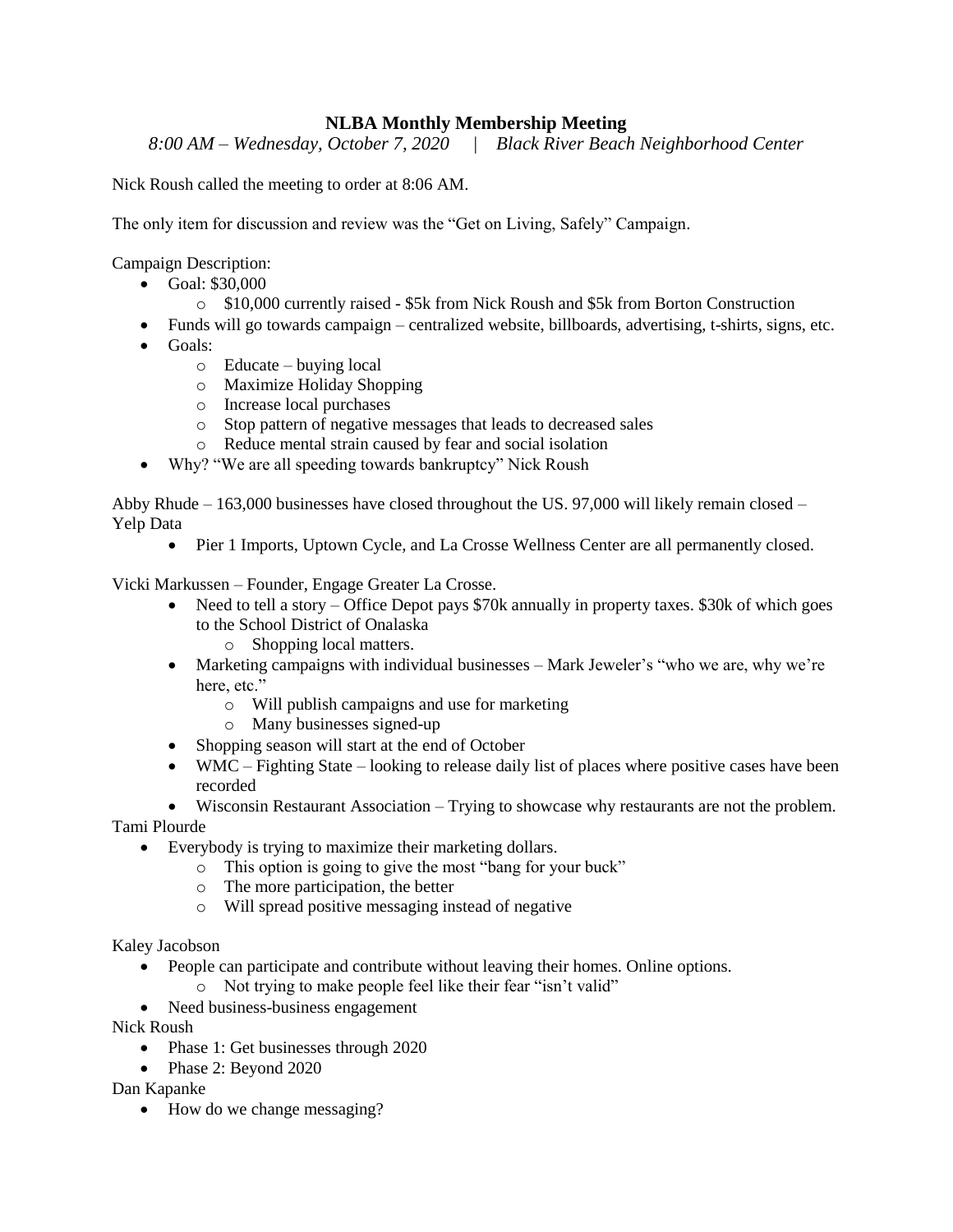# NLBA Monthly Membership Meeting

*8:00 AM – Wednesday, October 7, 2020 | Black River Beach Neighborhood Center*

Nick Roush called the meeting to order at 8:06 AM.

The only item for discussion and review was the "Get on Living, Safely" Campaign.

Campaign Description:

- Goal: $30,000
  - $10,000 currently raised - $5k from Nick Roush and $5k from Borton Construction
- Funds will go towards campaign – centralized website, billboards, advertising, t-shirts, signs, etc.
- Goals:
  - Educate – buying local
  - Maximize Holiday Shopping
  - Increase local purchases
  - Stop pattern of negative messages that leads to decreased sales
  - Reduce mental strain caused by fear and social isolation
- Why? "We are all speeding towards bankruptcy" Nick Roush

Abby Rhude – 163,000 businesses have closed throughout the US. 97,000 will likely remain closed – Yelp Data

- Pier 1 Imports, Uptown Cycle, and La Crosse Wellness Center are all permanently closed.

Vicki Markussen – Founder, Engage Greater La Crosse.

- Need to tell a story – Office Depot pays $70k annually in property taxes. $30k of which goes to the School District of Onalaska
  - Shopping local matters.
- Marketing campaigns with individual businesses – Mark Jeweler's "who we are, why we're here, etc."
  - Will publish campaigns and use for marketing
  - Many businesses signed-up
- Shopping season will start at the end of October
- WMC – Fighting State – looking to release daily list of places where positive cases have been recorded
- Wisconsin Restaurant Association – Trying to showcase why restaurants are not the problem.

Tami Plourde

- Everybody is trying to maximize their marketing dollars.
  - This option is going to give the most "bang for your buck"
  - The more participation, the better
  - Will spread positive messaging instead of negative

Kaley Jacobson

- People can participate and contribute without leaving their homes. Online options.
  - Not trying to make people feel like their fear "isn't valid"
- Need business-business engagement

Nick Roush

- Phase 1: Get businesses through 2020
- Phase 2: Beyond 2020

Dan Kapanke

- How do we change messaging?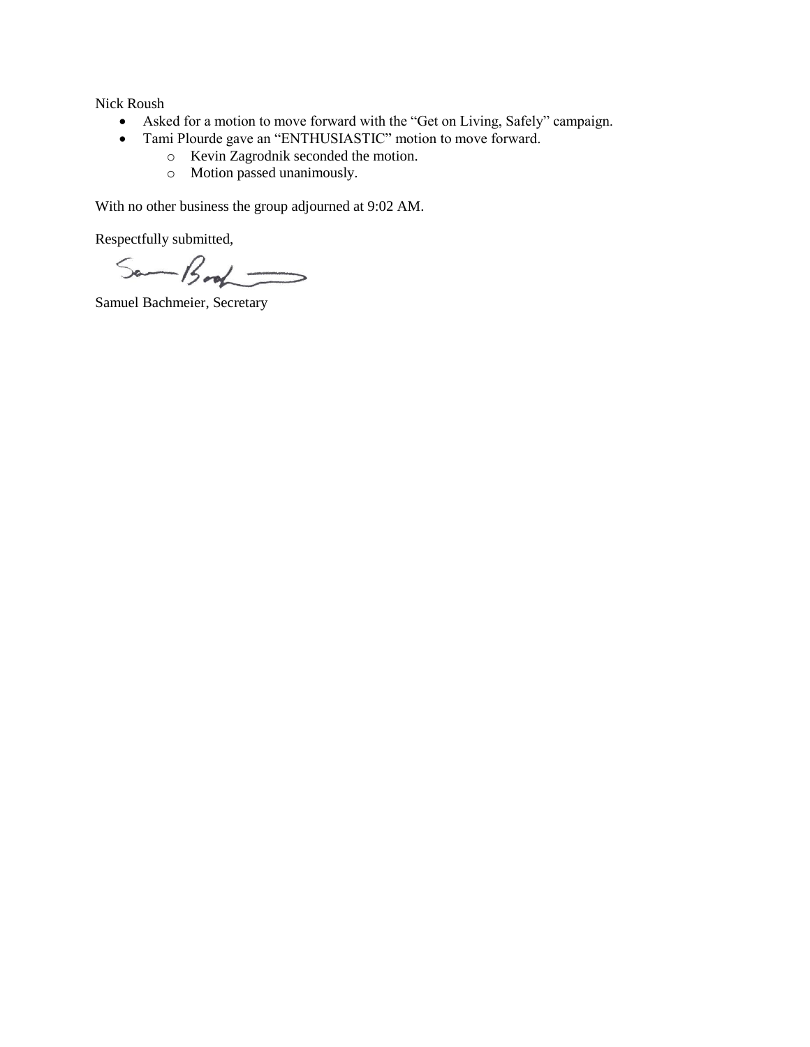Nick Roush

- Asked for a motion to move forward with the "Get on Living, Safely" campaign.
- Tami Plourde gave an "ENTHUSIASTIC" motion to move forward.
  - Kevin Zagrodnik seconded the motion.
  - Motion passed unanimously.

With no other business the group adjourned at 9:02 AM.

Respectfully submitted,

Samuel Bachmeier, Secretary